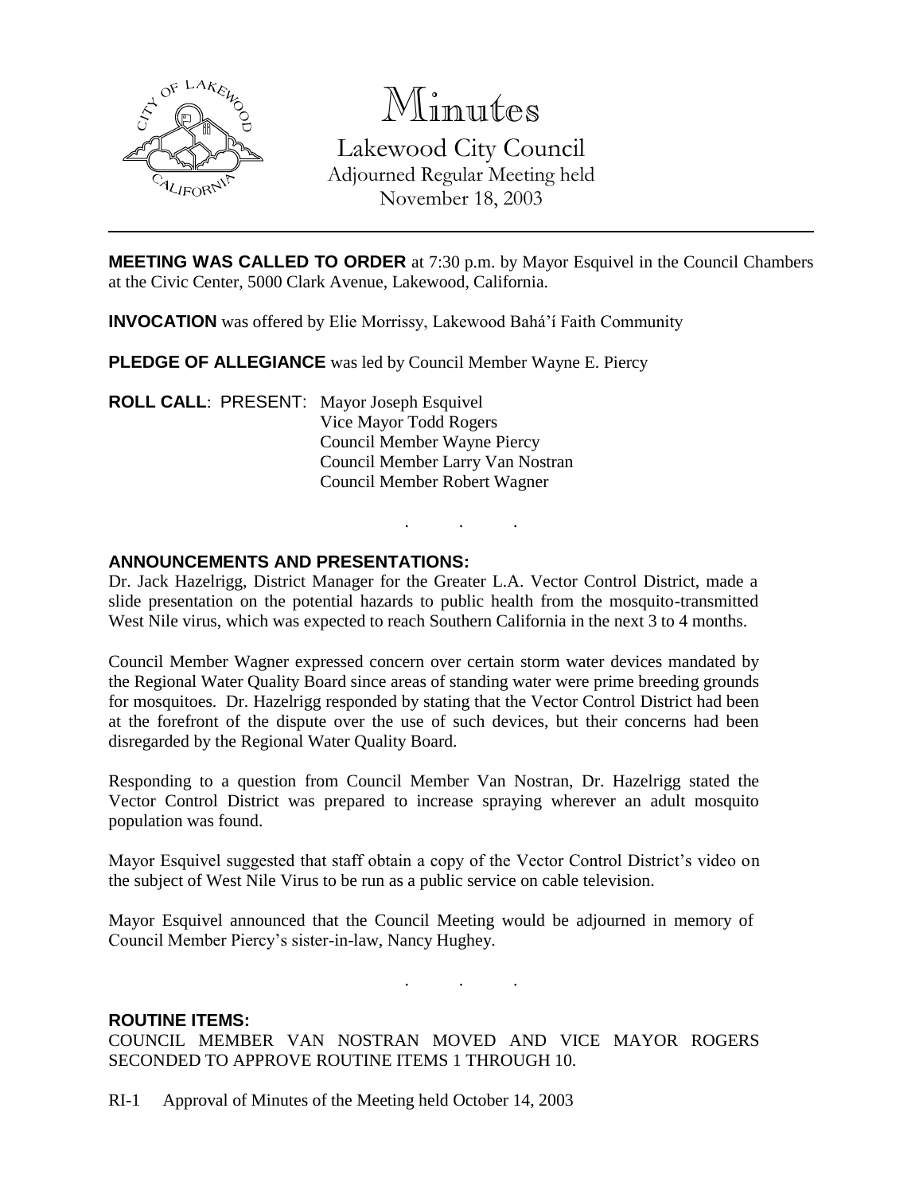# Minutes

Lakewood City Council
Adjourned Regular Meeting held
November 18, 2003

---

**MEETING WAS CALLED TO ORDER** at 7:30 p.m. by Mayor Esquivel in the Council Chambers at the Civic Center, 5000 Clark Avenue, Lakewood, California.

**INVOCATION** was offered by Elie Morrissy, Lakewood Bahá'í Faith Community

**PLEDGE OF ALLEGIANCE** was led by Council Member Wayne E. Piercy

**ROLL CALL**: PRESENT: Mayor Joseph Esquivel
Vice Mayor Todd Rogers
Council Member Wayne Piercy
Council Member Larry Van Nostran
Council Member Robert Wagner

. . .

**ANNOUNCEMENTS AND PRESENTATIONS:**

Dr. Jack Hazelrigg, District Manager for the Greater L.A. Vector Control District, made a slide presentation on the potential hazards to public health from the mosquito-transmitted West Nile virus, which was expected to reach Southern California in the next 3 to 4 months.

Council Member Wagner expressed concern over certain storm water devices mandated by the Regional Water Quality Board since areas of standing water were prime breeding grounds for mosquitoes. Dr. Hazelrigg responded by stating that the Vector Control District had been at the forefront of the dispute over the use of such devices, but their concerns had been disregarded by the Regional Water Quality Board.

Responding to a question from Council Member Van Nostran, Dr. Hazelrigg stated the Vector Control District was prepared to increase spraying wherever an adult mosquito population was found.

Mayor Esquivel suggested that staff obtain a copy of the Vector Control District's video on the subject of West Nile Virus to be run as a public service on cable television.

Mayor Esquivel announced that the Council Meeting would be adjourned in memory of Council Member Piercy's sister-in-law, Nancy Hughey.

. . .

**ROUTINE ITEMS:**

COUNCIL MEMBER VAN NOSTRAN MOVED AND VICE MAYOR ROGERS SECONDED TO APPROVE ROUTINE ITEMS 1 THROUGH 10.

RI-1 Approval of Minutes of the Meeting held October 14, 2003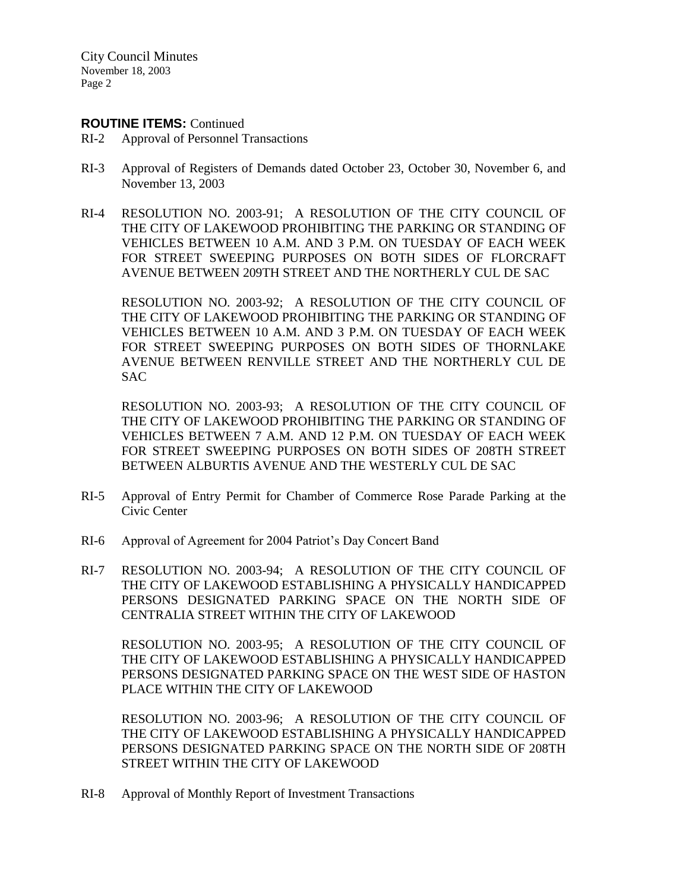**ROUTINE ITEMS:** Continued

RI-2 Approval of Personnel Transactions

RI-3 Approval of Registers of Demands dated October 23, October 30, November 6, and November 13, 2003

RI-4 RESOLUTION NO. 2003-91; A RESOLUTION OF THE CITY COUNCIL OF THE CITY OF LAKEWOOD PROHIBITING THE PARKING OR STANDING OF VEHICLES BETWEEN 10 A.M. AND 3 P.M. ON TUESDAY OF EACH WEEK FOR STREET SWEEPING PURPOSES ON BOTH SIDES OF FLORCRAFT AVENUE BETWEEN 209TH STREET AND THE NORTHERLY CUL DE SAC

RESOLUTION NO. 2003-92; A RESOLUTION OF THE CITY COUNCIL OF THE CITY OF LAKEWOOD PROHIBITING THE PARKING OR STANDING OF VEHICLES BETWEEN 10 A.M. AND 3 P.M. ON TUESDAY OF EACH WEEK FOR STREET SWEEPING PURPOSES ON BOTH SIDES OF THORNLAKE AVENUE BETWEEN RENVILLE STREET AND THE NORTHERLY CUL DE SAC

RESOLUTION NO. 2003-93; A RESOLUTION OF THE CITY COUNCIL OF THE CITY OF LAKEWOOD PROHIBITING THE PARKING OR STANDING OF VEHICLES BETWEEN 7 A.M. AND 12 P.M. ON TUESDAY OF EACH WEEK FOR STREET SWEEPING PURPOSES ON BOTH SIDES OF 208TH STREET BETWEEN ALBURTIS AVENUE AND THE WESTERLY CUL DE SAC

RI-5 Approval of Entry Permit for Chamber of Commerce Rose Parade Parking at the Civic Center

RI-6 Approval of Agreement for 2004 Patriot's Day Concert Band

RI-7 RESOLUTION NO. 2003-94; A RESOLUTION OF THE CITY COUNCIL OF THE CITY OF LAKEWOOD ESTABLISHING A PHYSICALLY HANDICAPPED PERSONS DESIGNATED PARKING SPACE ON THE NORTH SIDE OF CENTRALIA STREET WITHIN THE CITY OF LAKEWOOD

RESOLUTION NO. 2003-95; A RESOLUTION OF THE CITY COUNCIL OF THE CITY OF LAKEWOOD ESTABLISHING A PHYSICALLY HANDICAPPED PERSONS DESIGNATED PARKING SPACE ON THE WEST SIDE OF HASTON PLACE WITHIN THE CITY OF LAKEWOOD

RESOLUTION NO. 2003-96; A RESOLUTION OF THE CITY COUNCIL OF THE CITY OF LAKEWOOD ESTABLISHING A PHYSICALLY HANDICAPPED PERSONS DESIGNATED PARKING SPACE ON THE NORTH SIDE OF 208TH STREET WITHIN THE CITY OF LAKEWOOD

RI-8 Approval of Monthly Report of Investment Transactions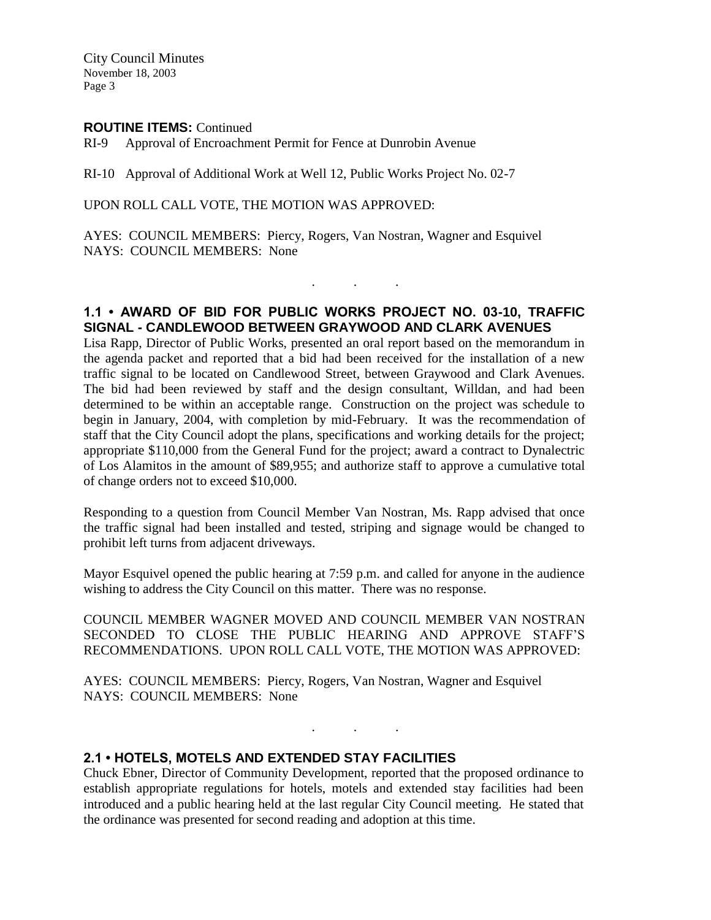**ROUTINE ITEMS:** Continued

RI-9 Approval of Encroachment Permit for Fence at Dunrobin Avenue

RI-10 Approval of Additional Work at Well 12, Public Works Project No. 02-7

UPON ROLL CALL VOTE, THE MOTION WAS APPROVED:

AYES: COUNCIL MEMBERS: Piercy, Rogers, Van Nostran, Wagner and Esquivel
NAYS: COUNCIL MEMBERS: None

. . .

## 1.1 • AWARD OF BID FOR PUBLIC WORKS PROJECT NO. 03-10, TRAFFIC SIGNAL - CANDLEWOOD BETWEEN GRAYWOOD AND CLARK AVENUES

Lisa Rapp, Director of Public Works, presented an oral report based on the memorandum in the agenda packet and reported that a bid had been received for the installation of a new traffic signal to be located on Candlewood Street, between Graywood and Clark Avenues. The bid had been reviewed by staff and the design consultant, Willdan, and had been determined to be within an acceptable range. Construction on the project was schedule to begin in January, 2004, with completion by mid-February. It was the recommendation of staff that the City Council adopt the plans, specifications and working details for the project; appropriate $110,000 from the General Fund for the project; award a contract to Dynalectric of Los Alamitos in the amount of $89,955; and authorize staff to approve a cumulative total of change orders not to exceed $10,000.

Responding to a question from Council Member Van Nostran, Ms. Rapp advised that once the traffic signal had been installed and tested, striping and signage would be changed to prohibit left turns from adjacent driveways.

Mayor Esquivel opened the public hearing at 7:59 p.m. and called for anyone in the audience wishing to address the City Council on this matter. There was no response.

COUNCIL MEMBER WAGNER MOVED AND COUNCIL MEMBER VAN NOSTRAN SECONDED TO CLOSE THE PUBLIC HEARING AND APPROVE STAFF'S RECOMMENDATIONS. UPON ROLL CALL VOTE, THE MOTION WAS APPROVED:

AYES: COUNCIL MEMBERS: Piercy, Rogers, Van Nostran, Wagner and Esquivel
NAYS: COUNCIL MEMBERS: None

. . .

## 2.1 • HOTELS, MOTELS AND EXTENDED STAY FACILITIES

Chuck Ebner, Director of Community Development, reported that the proposed ordinance to establish appropriate regulations for hotels, motels and extended stay facilities had been introduced and a public hearing held at the last regular City Council meeting. He stated that the ordinance was presented for second reading and adoption at this time.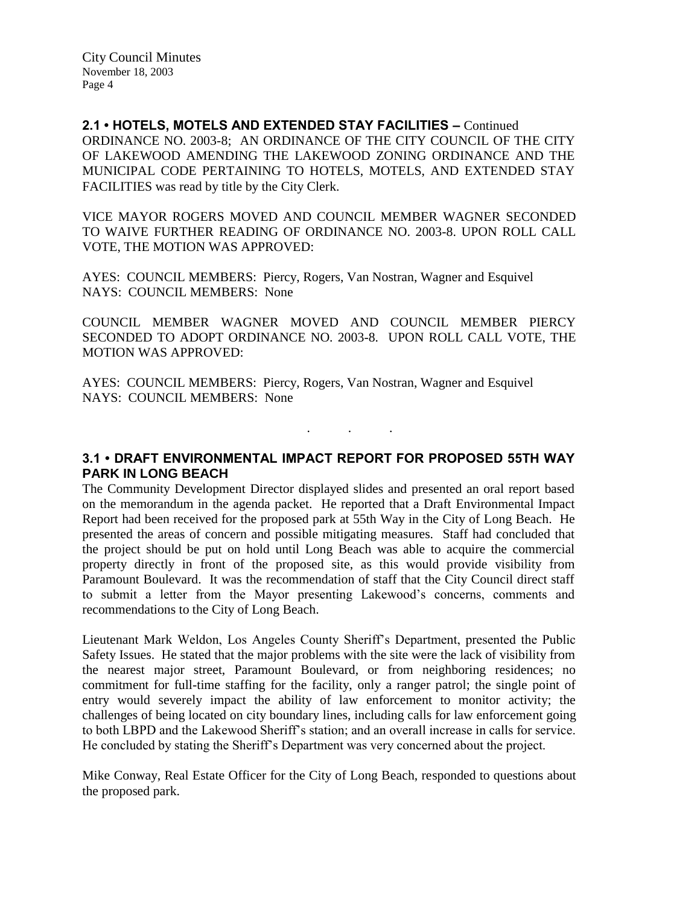## 2.1 • HOTELS, MOTELS AND EXTENDED STAY FACILITIES – Continued

ORDINANCE NO. 2003-8; AN ORDINANCE OF THE CITY COUNCIL OF THE CITY OF LAKEWOOD AMENDING THE LAKEWOOD ZONING ORDINANCE AND THE MUNICIPAL CODE PERTAINING TO HOTELS, MOTELS, AND EXTENDED STAY FACILITIES was read by title by the City Clerk.

VICE MAYOR ROGERS MOVED AND COUNCIL MEMBER WAGNER SECONDED TO WAIVE FURTHER READING OF ORDINANCE NO. 2003-8. UPON ROLL CALL VOTE, THE MOTION WAS APPROVED:

AYES: COUNCIL MEMBERS: Piercy, Rogers, Van Nostran, Wagner and Esquivel
NAYS: COUNCIL MEMBERS: None

COUNCIL MEMBER WAGNER MOVED AND COUNCIL MEMBER PIERCY SECONDED TO ADOPT ORDINANCE NO. 2003-8. UPON ROLL CALL VOTE, THE MOTION WAS APPROVED:

AYES: COUNCIL MEMBERS: Piercy, Rogers, Van Nostran, Wagner and Esquivel
NAYS: COUNCIL MEMBERS: None

. . .

## 3.1 • DRAFT ENVIRONMENTAL IMPACT REPORT FOR PROPOSED 55TH WAY PARK IN LONG BEACH

The Community Development Director displayed slides and presented an oral report based on the memorandum in the agenda packet. He reported that a Draft Environmental Impact Report had been received for the proposed park at 55th Way in the City of Long Beach. He presented the areas of concern and possible mitigating measures. Staff had concluded that the project should be put on hold until Long Beach was able to acquire the commercial property directly in front of the proposed site, as this would provide visibility from Paramount Boulevard. It was the recommendation of staff that the City Council direct staff to submit a letter from the Mayor presenting Lakewood's concerns, comments and recommendations to the City of Long Beach.

Lieutenant Mark Weldon, Los Angeles County Sheriff's Department, presented the Public Safety Issues. He stated that the major problems with the site were the lack of visibility from the nearest major street, Paramount Boulevard, or from neighboring residences; no commitment for full-time staffing for the facility, only a ranger patrol; the single point of entry would severely impact the ability of law enforcement to monitor activity; the challenges of being located on city boundary lines, including calls for law enforcement going to both LBPD and the Lakewood Sheriff's station; and an overall increase in calls for service. He concluded by stating the Sheriff's Department was very concerned about the project.

Mike Conway, Real Estate Officer for the City of Long Beach, responded to questions about the proposed park.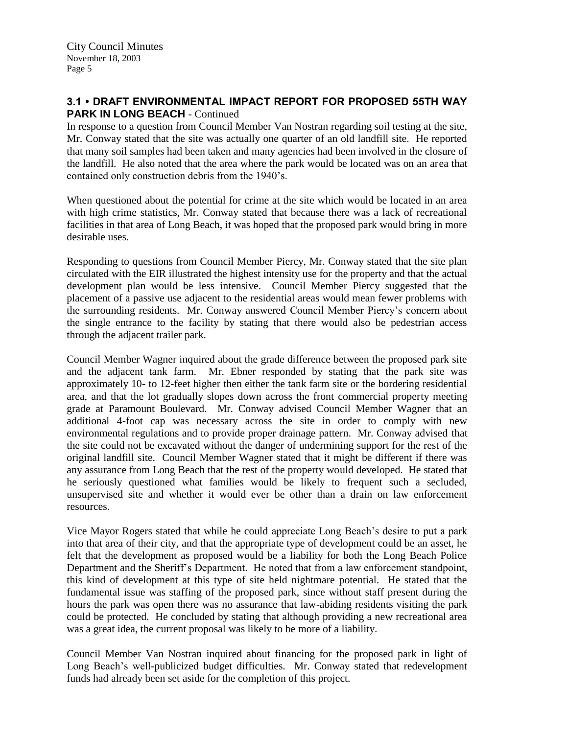### 3.1 • DRAFT ENVIRONMENTAL IMPACT REPORT FOR PROPOSED 55TH WAY PARK IN LONG BEACH - Continued

In response to a question from Council Member Van Nostran regarding soil testing at the site, Mr. Conway stated that the site was actually one quarter of an old landfill site. He reported that many soil samples had been taken and many agencies had been involved in the closure of the landfill. He also noted that the area where the park would be located was on an area that contained only construction debris from the 1940's.

When questioned about the potential for crime at the site which would be located in an area with high crime statistics, Mr. Conway stated that because there was a lack of recreational facilities in that area of Long Beach, it was hoped that the proposed park would bring in more desirable uses.

Responding to questions from Council Member Piercy, Mr. Conway stated that the site plan circulated with the EIR illustrated the highest intensity use for the property and that the actual development plan would be less intensive. Council Member Piercy suggested that the placement of a passive use adjacent to the residential areas would mean fewer problems with the surrounding residents. Mr. Conway answered Council Member Piercy's concern about the single entrance to the facility by stating that there would also be pedestrian access through the adjacent trailer park.

Council Member Wagner inquired about the grade difference between the proposed park site and the adjacent tank farm. Mr. Ebner responded by stating that the park site was approximately 10- to 12-feet higher then either the tank farm site or the bordering residential area, and that the lot gradually slopes down across the front commercial property meeting grade at Paramount Boulevard. Mr. Conway advised Council Member Wagner that an additional 4-foot cap was necessary across the site in order to comply with new environmental regulations and to provide proper drainage pattern. Mr. Conway advised that the site could not be excavated without the danger of undermining support for the rest of the original landfill site. Council Member Wagner stated that it might be different if there was any assurance from Long Beach that the rest of the property would developed. He stated that he seriously questioned what families would be likely to frequent such a secluded, unsupervised site and whether it would ever be other than a drain on law enforcement resources.

Vice Mayor Rogers stated that while he could appreciate Long Beach's desire to put a park into that area of their city, and that the appropriate type of development could be an asset, he felt that the development as proposed would be a liability for both the Long Beach Police Department and the Sheriff's Department. He noted that from a law enforcement standpoint, this kind of development at this type of site held nightmare potential. He stated that the fundamental issue was staffing of the proposed park, since without staff present during the hours the park was open there was no assurance that law-abiding residents visiting the park could be protected. He concluded by stating that although providing a new recreational area was a great idea, the current proposal was likely to be more of a liability.

Council Member Van Nostran inquired about financing for the proposed park in light of Long Beach's well-publicized budget difficulties. Mr. Conway stated that redevelopment funds had already been set aside for the completion of this project.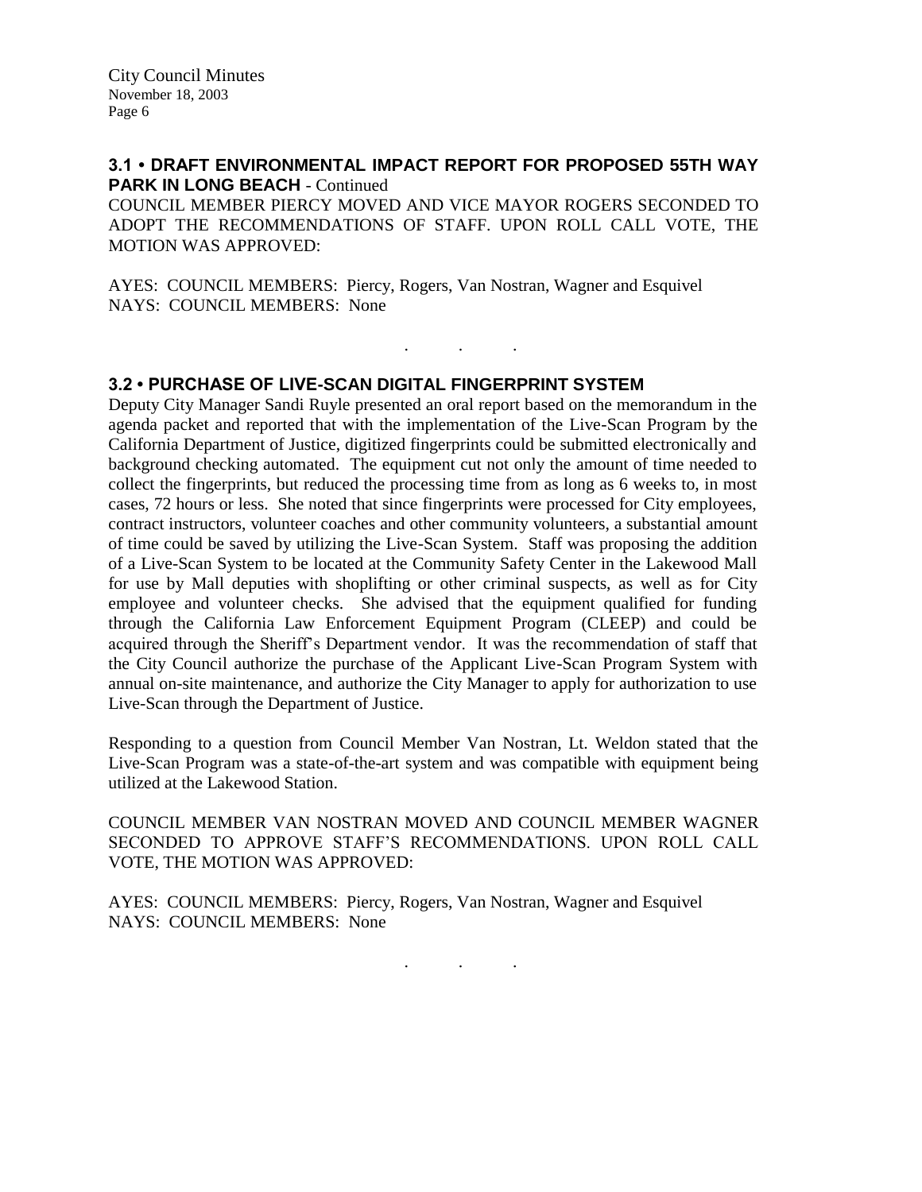### 3.1 • DRAFT ENVIRONMENTAL IMPACT REPORT FOR PROPOSED 55TH WAY PARK IN LONG BEACH - Continued

COUNCIL MEMBER PIERCY MOVED AND VICE MAYOR ROGERS SECONDED TO ADOPT THE RECOMMENDATIONS OF STAFF. UPON ROLL CALL VOTE, THE MOTION WAS APPROVED:

AYES: COUNCIL MEMBERS: Piercy, Rogers, Van Nostran, Wagner and Esquivel
NAYS: COUNCIL MEMBERS: None

. . .

### 3.2 • PURCHASE OF LIVE-SCAN DIGITAL FINGERPRINT SYSTEM

Deputy City Manager Sandi Ruyle presented an oral report based on the memorandum in the agenda packet and reported that with the implementation of the Live-Scan Program by the California Department of Justice, digitized fingerprints could be submitted electronically and background checking automated. The equipment cut not only the amount of time needed to collect the fingerprints, but reduced the processing time from as long as 6 weeks to, in most cases, 72 hours or less. She noted that since fingerprints were processed for City employees, contract instructors, volunteer coaches and other community volunteers, a substantial amount of time could be saved by utilizing the Live-Scan System. Staff was proposing the addition of a Live-Scan System to be located at the Community Safety Center in the Lakewood Mall for use by Mall deputies with shoplifting or other criminal suspects, as well as for City employee and volunteer checks. She advised that the equipment qualified for funding through the California Law Enforcement Equipment Program (CLEEP) and could be acquired through the Sheriff's Department vendor. It was the recommendation of staff that the City Council authorize the purchase of the Applicant Live-Scan Program System with annual on-site maintenance, and authorize the City Manager to apply for authorization to use Live-Scan through the Department of Justice.

Responding to a question from Council Member Van Nostran, Lt. Weldon stated that the Live-Scan Program was a state-of-the-art system and was compatible with equipment being utilized at the Lakewood Station.

COUNCIL MEMBER VAN NOSTRAN MOVED AND COUNCIL MEMBER WAGNER SECONDED TO APPROVE STAFF'S RECOMMENDATIONS. UPON ROLL CALL VOTE, THE MOTION WAS APPROVED:

AYES: COUNCIL MEMBERS: Piercy, Rogers, Van Nostran, Wagner and Esquivel
NAYS: COUNCIL MEMBERS: None

. . .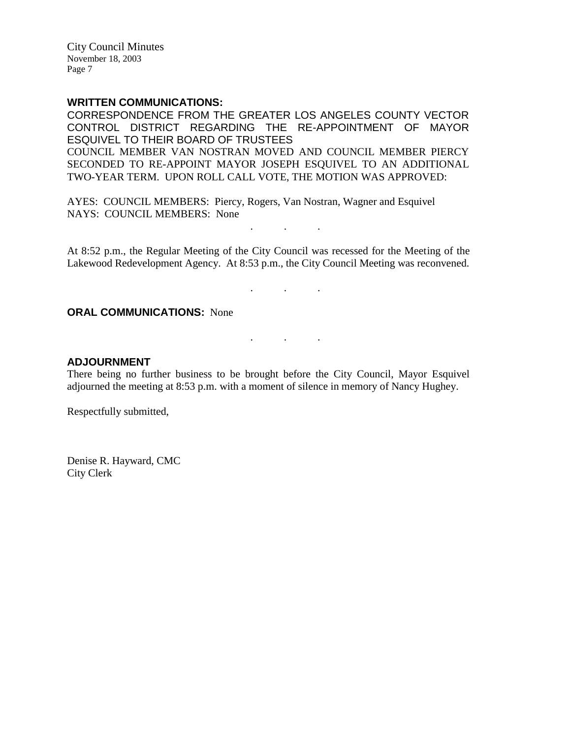**WRITTEN COMMUNICATIONS:**

CORRESPONDENCE FROM THE GREATER LOS ANGELES COUNTY VECTOR CONTROL DISTRICT REGARDING THE RE-APPOINTMENT OF MAYOR ESQUIVEL TO THEIR BOARD OF TRUSTEES

COUNCIL MEMBER VAN NOSTRAN MOVED AND COUNCIL MEMBER PIERCY SECONDED TO RE-APPOINT MAYOR JOSEPH ESQUIVEL TO AN ADDITIONAL TWO-YEAR TERM. UPON ROLL CALL VOTE, THE MOTION WAS APPROVED:

AYES: COUNCIL MEMBERS: Piercy, Rogers, Van Nostran, Wagner and Esquivel
NAYS: COUNCIL MEMBERS: None

. . .

At 8:52 p.m., the Regular Meeting of the City Council was recessed for the Meeting of the Lakewood Redevelopment Agency. At 8:53 p.m., the City Council Meeting was reconvened.

. . .

**ORAL COMMUNICATIONS:** None

. . .

**ADJOURNMENT**

There being no further business to be brought before the City Council, Mayor Esquivel adjourned the meeting at 8:53 p.m. with a moment of silence in memory of Nancy Hughey.

Respectfully submitted,

Denise R. Hayward, CMC
City Clerk